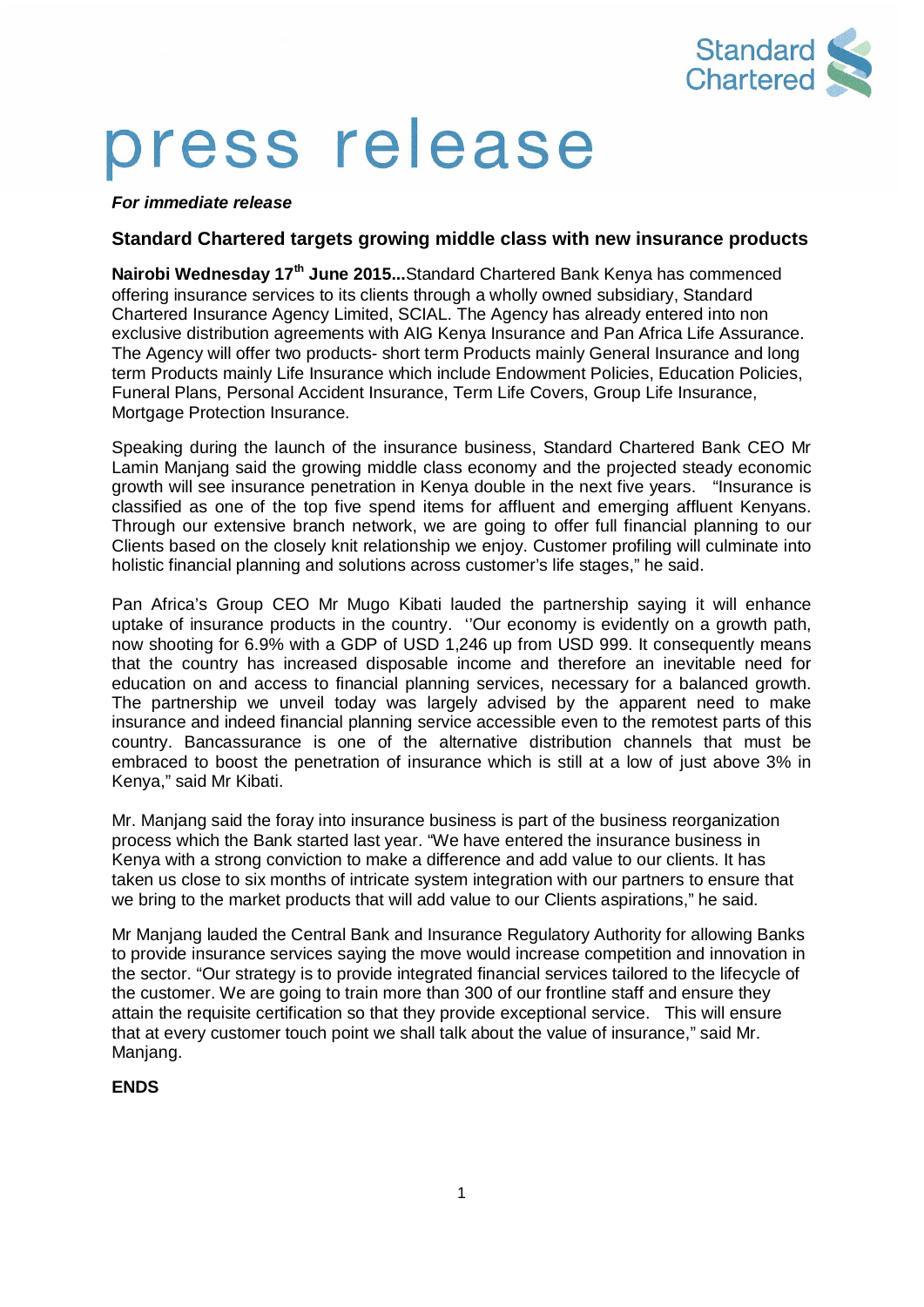# press release

***For immediate release***

## Standard Chartered targets growing middle class with new insurance products

**Nairobi Wednesday 17th June 2015...**Standard Chartered Bank Kenya has commenced offering insurance services to its clients through a wholly owned subsidiary, Standard Chartered Insurance Agency Limited, SCIAL. The Agency has already entered into non exclusive distribution agreements with AIG Kenya Insurance and Pan Africa Life Assurance. The Agency will offer two products- short term Products mainly General Insurance and long term Products mainly Life Insurance which include Endowment Policies, Education Policies, Funeral Plans, Personal Accident Insurance, Term Life Covers, Group Life Insurance, Mortgage Protection Insurance.

Speaking during the launch of the insurance business, Standard Chartered Bank CEO Mr Lamin Manjang said the growing middle class economy and the projected steady economic growth will see insurance penetration in Kenya double in the next five years. "Insurance is classified as one of the top five spend items for affluent and emerging affluent Kenyans. Through our extensive branch network, we are going to offer full financial planning to our Clients based on the closely knit relationship we enjoy. Customer profiling will culminate into holistic financial planning and solutions across customer's life stages," he said.

Pan Africa's Group CEO Mr Mugo Kibati lauded the partnership saying it will enhance uptake of insurance products in the country. ''Our economy is evidently on a growth path, now shooting for 6.9% with a GDP of USD 1,246 up from USD 999. It consequently means that the country has increased disposable income and therefore an inevitable need for education on and access to financial planning services, necessary for a balanced growth. The partnership we unveil today was largely advised by the apparent need to make insurance and indeed financial planning service accessible even to the remotest parts of this country. Bancassurance is one of the alternative distribution channels that must be embraced to boost the penetration of insurance which is still at a low of just above 3% in Kenya," said Mr Kibati.

Mr. Manjang said the foray into insurance business is part of the business reorganization process which the Bank started last year. "We have entered the insurance business in Kenya with a strong conviction to make a difference and add value to our clients. It has taken us close to six months of intricate system integration with our partners to ensure that we bring to the market products that will add value to our Clients aspirations," he said.

Mr Manjang lauded the Central Bank and Insurance Regulatory Authority for allowing Banks to provide insurance services saying the move would increase competition and innovation in the sector. "Our strategy is to provide integrated financial services tailored to the lifecycle of the customer. We are going to train more than 300 of our frontline staff and ensure they attain the requisite certification so that they provide exceptional service. This will ensure that at every customer touch point we shall talk about the value of insurance," said Mr. Manjang.

**ENDS**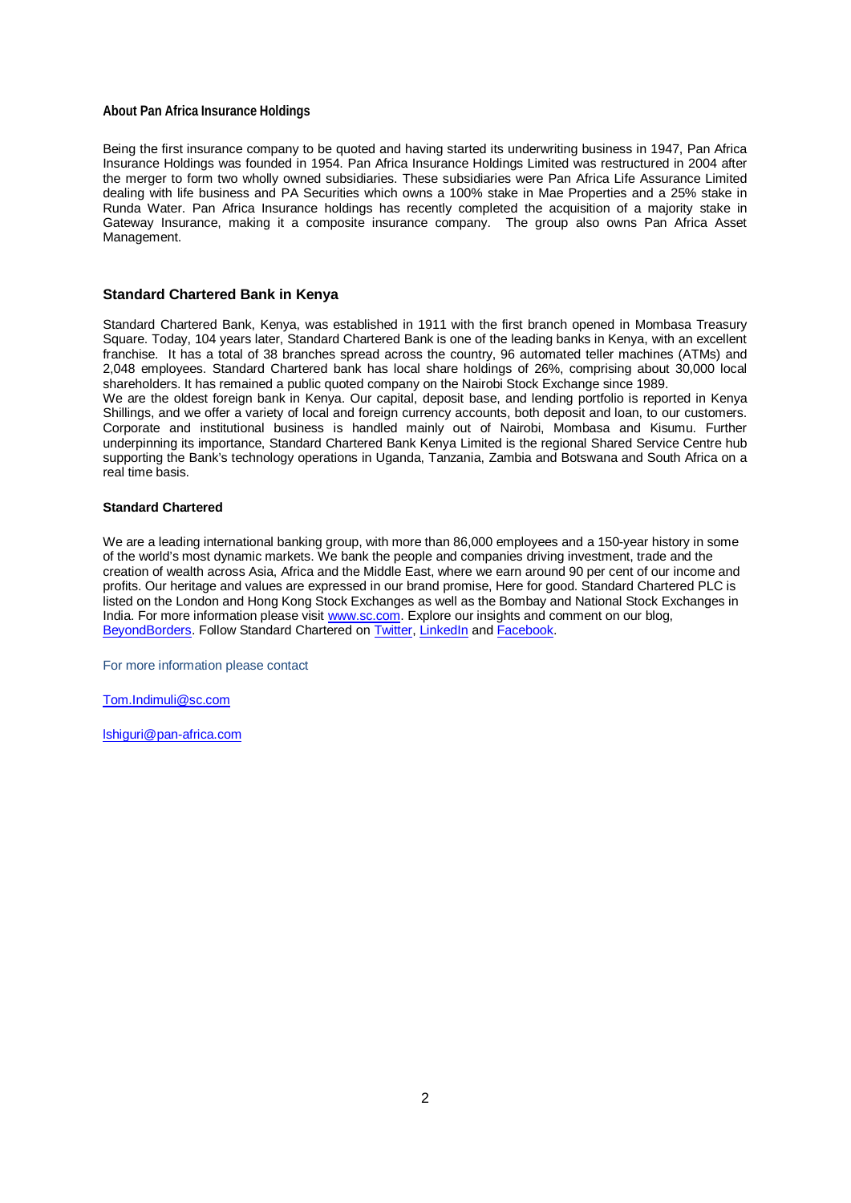**About Pan Africa Insurance Holdings**

Being the first insurance company to be quoted and having started its underwriting business in 1947, Pan Africa Insurance Holdings was founded in 1954. Pan Africa Insurance Holdings Limited was restructured in 2004 after the merger to form two wholly owned subsidiaries. These subsidiaries were Pan Africa Life Assurance Limited dealing with life business and PA Securities which owns a 100% stake in Mae Properties and a 25% stake in Runda Water. Pan Africa Insurance holdings has recently completed the acquisition of a majority stake in Gateway Insurance, making it a composite insurance company. The group also owns Pan Africa Asset Management.

## Standard Chartered Bank in Kenya

Standard Chartered Bank, Kenya, was established in 1911 with the first branch opened in Mombasa Treasury Square. Today, 104 years later, Standard Chartered Bank is one of the leading banks in Kenya, with an excellent franchise. It has a total of 38 branches spread across the country, 96 automated teller machines (ATMs) and 2,048 employees. Standard Chartered bank has local share holdings of 26%, comprising about 30,000 local shareholders. It has remained a public quoted company on the Nairobi Stock Exchange since 1989.
We are the oldest foreign bank in Kenya. Our capital, deposit base, and lending portfolio is reported in Kenya Shillings, and we offer a variety of local and foreign currency accounts, both deposit and loan, to our customers. Corporate and institutional business is handled mainly out of Nairobi, Mombasa and Kisumu. Further underpinning its importance, Standard Chartered Bank Kenya Limited is the regional Shared Service Centre hub supporting the Bank's technology operations in Uganda, Tanzania, Zambia and Botswana and South Africa on a real time basis.

**Standard Chartered**

We are a leading international banking group, with more than 86,000 employees and a 150-year history in some of the world's most dynamic markets. We bank the people and companies driving investment, trade and the creation of wealth across Asia, Africa and the Middle East, where we earn around 90 per cent of our income and profits. Our heritage and values are expressed in our brand promise, Here for good. Standard Chartered PLC is listed on the London and Hong Kong Stock Exchanges as well as the Bombay and National Stock Exchanges in India. For more information please visit www.sc.com. Explore our insights and comment on our blog, BeyondBorders. Follow Standard Chartered on Twitter, LinkedIn and Facebook.

For more information please contact

Tom.Indimuli@sc.com

Ishiguri@pan-africa.com